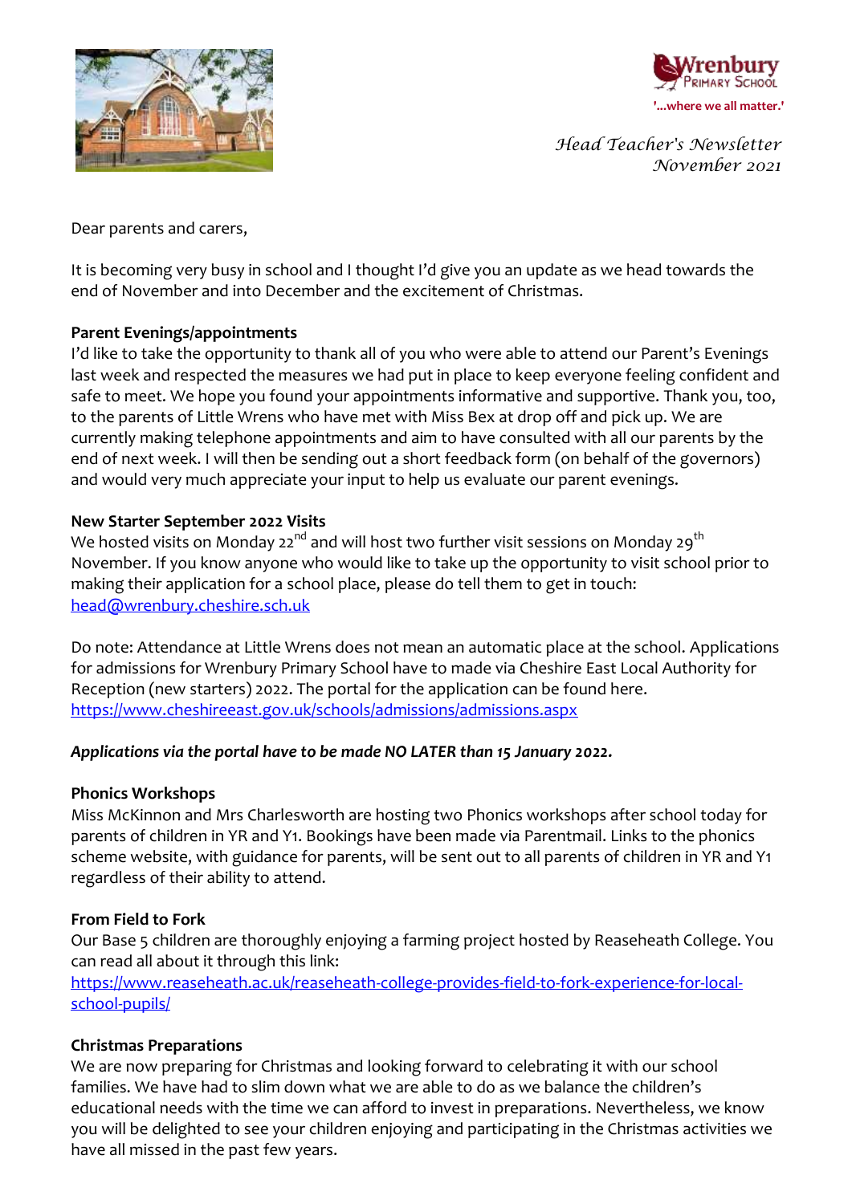Wrenbury Primary School

'...where we all matter.'

*Head Teacher's Newsletter*
*November 2021*

Dear parents and carers,

It is becoming very busy in school and I thought I'd give you an update as we head towards the end of November and into December and the excitement of Christmas.

**Parent Evenings/appointments**

I'd like to take the opportunity to thank all of you who were able to attend our Parent's Evenings last week and respected the measures we had put in place to keep everyone feeling confident and safe to meet. We hope you found your appointments informative and supportive. Thank you, too, to the parents of Little Wrens who have met with Miss Bex at drop off and pick up. We are currently making telephone appointments and aim to have consulted with all our parents by the end of next week. I will then be sending out a short feedback form (on behalf of the governors) and would very much appreciate your input to help us evaluate our parent evenings.

**New Starter September 2022 Visits**

We hosted visits on Monday 22nd and will host two further visit sessions on Monday 29th November. If you know anyone who would like to take up the opportunity to visit school prior to making their application for a school place, please do tell them to get in touch: [head@wrenbury.cheshire.sch.uk](mailto:head@wrenbury.cheshire.sch.uk)

Do note: Attendance at Little Wrens does not mean an automatic place at the school. Applications for admissions for Wrenbury Primary School have to made via Cheshire East Local Authority for Reception (new starters) 2022. The portal for the application can be found here. [https://www.cheshireeast.gov.uk/schools/admissions/admissions.aspx](https://www.cheshireeast.gov.uk/schools/admissions/admissions.aspx)

***Applications via the portal have to be made NO LATER than 15 January 2022.***

**Phonics Workshops**

Miss McKinnon and Mrs Charlesworth are hosting two Phonics workshops after school today for parents of children in YR and Y1. Bookings have been made via Parentmail. Links to the phonics scheme website, with guidance for parents, will be sent out to all parents of children in YR and Y1 regardless of their ability to attend.

**From Field to Fork**

Our Base 5 children are thoroughly enjoying a farming project hosted by Reaseheath College. You can read all about it through this link: [https://www.reaseheath.ac.uk/reaseheath-college-provides-field-to-fork-experience-for-local-school-pupils/](https://www.reaseheath.ac.uk/reaseheath-college-provides-field-to-fork-experience-for-local-school-pupils/)

**Christmas Preparations**

We are now preparing for Christmas and looking forward to celebrating it with our school families. We have had to slim down what we are able to do as we balance the children's educational needs with the time we can afford to invest in preparations. Nevertheless, we know you will be delighted to see your children enjoying and participating in the Christmas activities we have all missed in the past few years.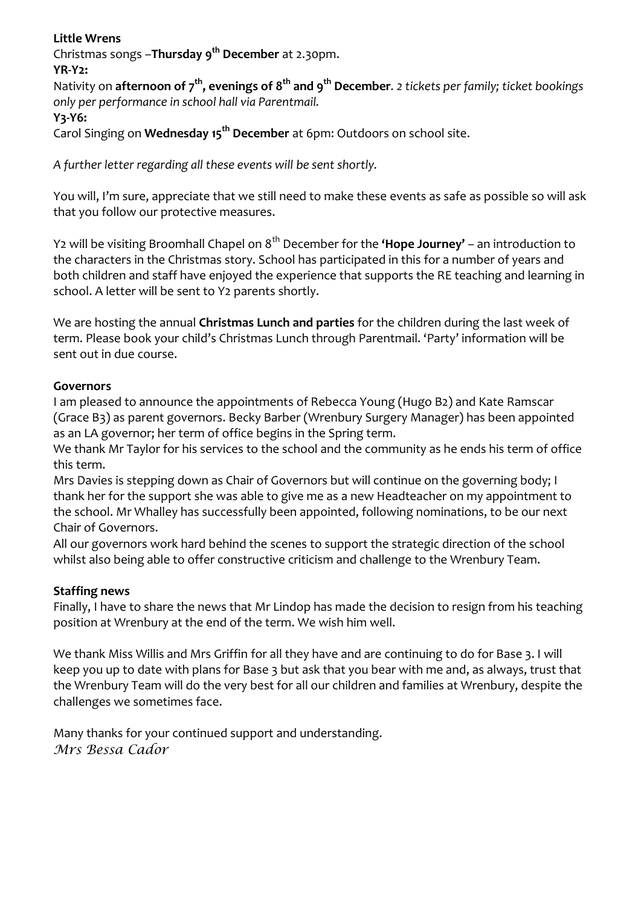**Little Wrens**

Christmas songs –**Thursday 9th December** at 2.30pm.

**YR-Y2:**

Nativity on **afternoon of 7th, evenings of 8th and 9th December**. *2 tickets per family; ticket bookings only per performance in school hall via Parentmail.*

**Y3-Y6:**

Carol Singing on **Wednesday 15th December** at 6pm: Outdoors on school site.

*A further letter regarding all these events will be sent shortly.*

You will, I'm sure, appreciate that we still need to make these events as safe as possible so will ask that you follow our protective measures.

Y2 will be visiting Broomhall Chapel on 8th December for the **'Hope Journey'** – an introduction to the characters in the Christmas story. School has participated in this for a number of years and both children and staff have enjoyed the experience that supports the RE teaching and learning in school. A letter will be sent to Y2 parents shortly.

We are hosting the annual **Christmas Lunch and parties** for the children during the last week of term. Please book your child's Christmas Lunch through Parentmail. 'Party' information will be sent out in due course.

**Governors**

I am pleased to announce the appointments of Rebecca Young (Hugo B2) and Kate Ramscar (Grace B3) as parent governors. Becky Barber (Wrenbury Surgery Manager) has been appointed as an LA governor; her term of office begins in the Spring term.

We thank Mr Taylor for his services to the school and the community as he ends his term of office this term.

Mrs Davies is stepping down as Chair of Governors but will continue on the governing body; I thank her for the support she was able to give me as a new Headteacher on my appointment to the school. Mr Whalley has successfully been appointed, following nominations, to be our next Chair of Governors.

All our governors work hard behind the scenes to support the strategic direction of the school whilst also being able to offer constructive criticism and challenge to the Wrenbury Team.

**Staffing news**

Finally, I have to share the news that Mr Lindop has made the decision to resign from his teaching position at Wrenbury at the end of the term. We wish him well.

We thank Miss Willis and Mrs Griffin for all they have and are continuing to do for Base 3. I will keep you up to date with plans for Base 3 but ask that you bear with me and, as always, trust that the Wrenbury Team will do the very best for all our children and families at Wrenbury, despite the challenges we sometimes face.

Many thanks for your continued support and understanding.

*Mrs Bessa Cador*